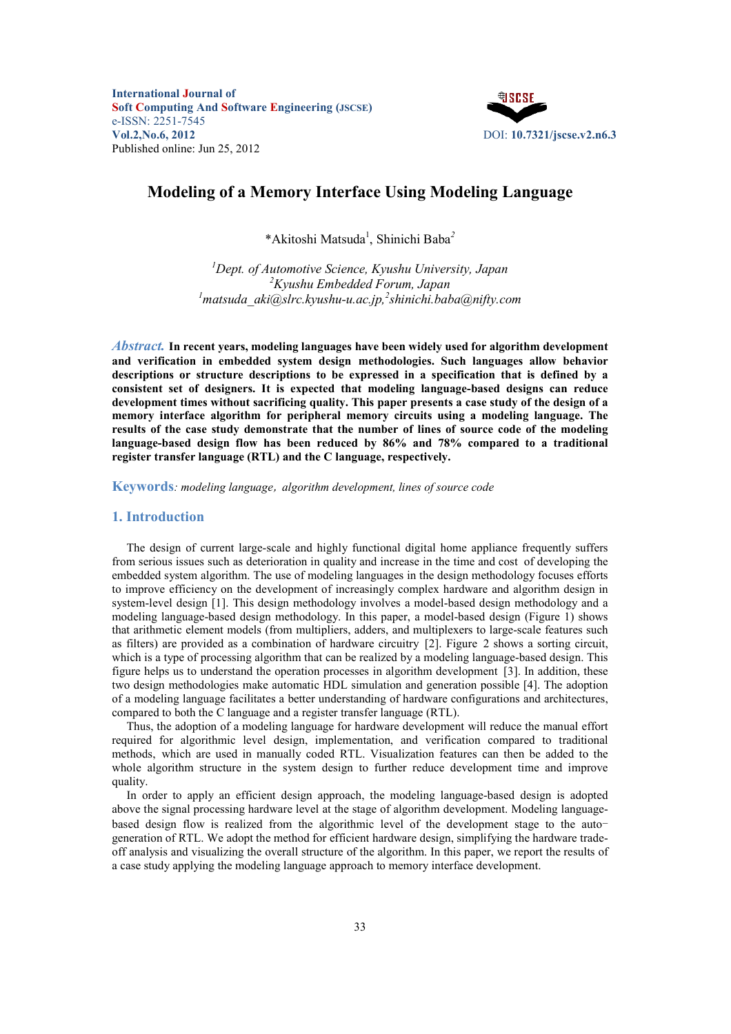International Journal of
Soft Computing And Software Engineering (JSCSE)
e-ISSN: 2251-7545
Vol.2,No.6, 2012
Published online: Jun 25, 2012

DOI: 10.7321/jscse.v2.n6.3

# Modeling of a Memory Interface Using Modeling Language

*Akitoshi Matsuda[1], Shinichi Baba[2]

[1]*Dept. of Automotive Science, Kyushu University, Japan*
[2]*Kyushu Embedded Forum, Japan*
[1]*matsuda_aki@slrc.kyushu-u.ac.jp,*[2]*shinichi.baba@nifty.com*

***Abstract.*** **In recent years, modeling languages have been widely used for algorithm development and verification in embedded system design methodologies. Such languages allow behavior descriptions or structure descriptions to be expressed in a specification that is defined by a consistent set of designers. It is expected that modeling language-based designs can reduce development times without sacrificing quality. This paper presents a case study of the design of a memory interface algorithm for peripheral memory circuits using a modeling language. The results of the case study demonstrate that the number of lines of source code of the modeling language-based design flow has been reduced by 86% and 78% compared to a traditional register transfer language (RTL) and the C language, respectively.**

**Keywords**: *modeling language，algorithm development, lines of source code*

## 1. Introduction

The design of current large-scale and highly functional digital home appliance frequently suffers from serious issues such as deterioration in quality and increase in the time and cost of developing the embedded system algorithm. The use of modeling languages in the design methodology focuses efforts to improve efficiency on the development of increasingly complex hardware and algorithm design in system-level design [1]. This design methodology involves a model-based design methodology and a modeling language-based design methodology. In this paper, a model-based design (Figure 1) shows that arithmetic element models (from multipliers, adders, and multiplexers to large-scale features such as filters) are provided as a combination of hardware circuitry [2]. Figure 2 shows a sorting circuit, which is a type of processing algorithm that can be realized by a modeling language-based design. This figure helps us to understand the operation processes in algorithm development [3]. In addition, these two design methodologies make automatic HDL simulation and generation possible [4]. The adoption of a modeling language facilitates a better understanding of hardware configurations and architectures, compared to both the C language and a register transfer language (RTL).

Thus, the adoption of a modeling language for hardware development will reduce the manual effort required for algorithmic level design, implementation, and verification compared to traditional methods, which are used in manually coded RTL. Visualization features can then be added to the whole algorithm structure in the system design to further reduce development time and improve quality.

In order to apply an efficient design approach, the modeling language-based design is adopted above the signal processing hardware level at the stage of algorithm development. Modeling language-based design flow is realized from the algorithmic level of the development stage to the auto-generation of RTL. We adopt the method for efficient hardware design, simplifying the hardware trade-off analysis and visualizing the overall structure of the algorithm. In this paper, we report the results of a case study applying the modeling language approach to memory interface development.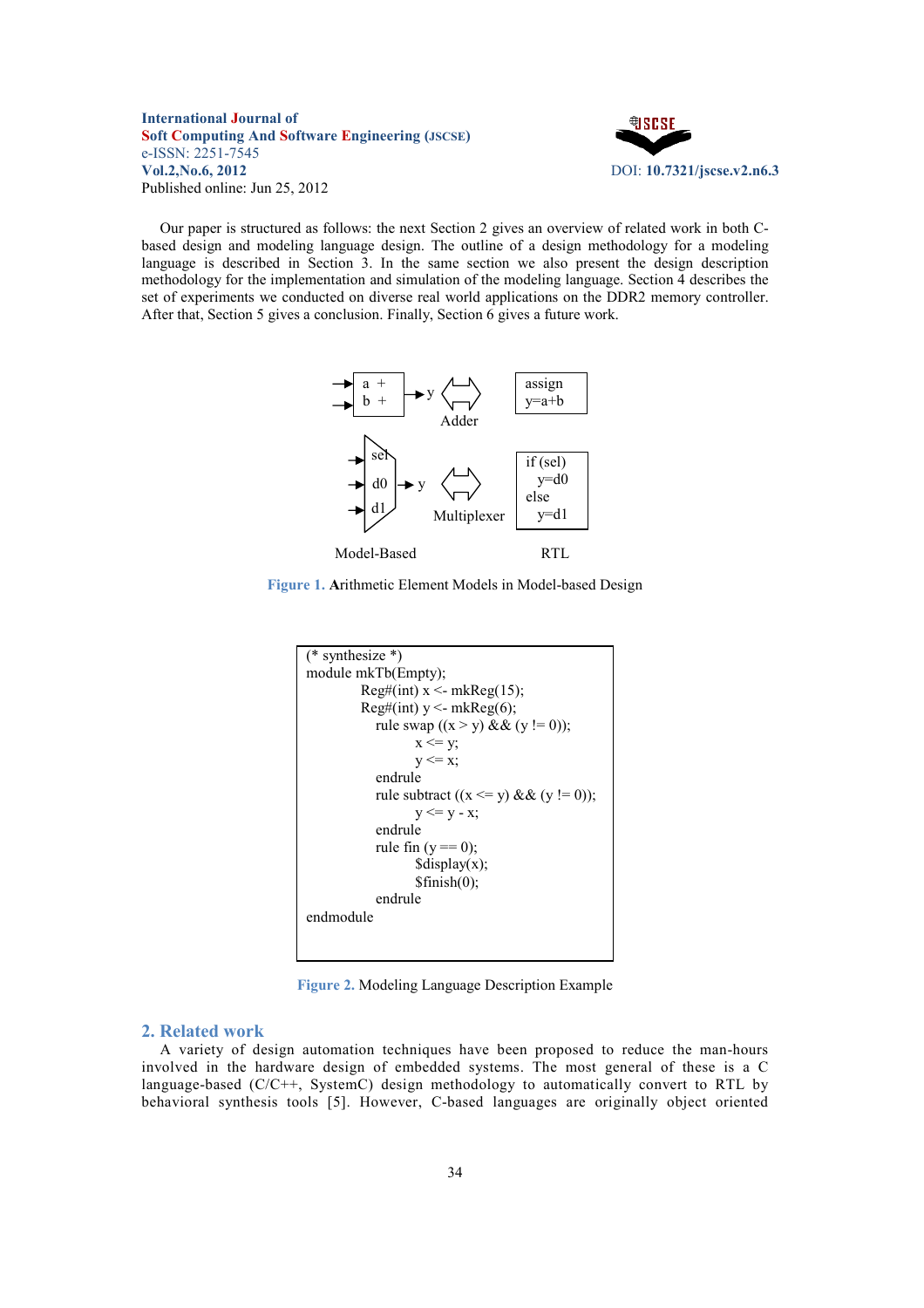Our paper is structured as follows: the next Section 2 gives an overview of related work in both C-based design and modeling language design. The outline of a design methodology for a modeling language is described in Section 3. In the same section we also present the design description methodology for the implementation and simulation of the modeling language. Section 4 describes the set of experiments we conducted on diverse real world applications on the DDR2 memory controller. After that, Section 5 gives a conclusion. Finally, Section 6 gives a future work.

| Model-Based | | RTL |
|---|---|---|
| a +, b + → y | Adder | assign y=a+b |
| sel, d0, d1 → y | Multiplexer | if (sel) y=d0 else y=d1 |

Figure 1. Arithmetic Element Models in Model-based Design

```
(* synthesize *)
module mkTb(Empty);
        Reg#(int) x <- mkReg(15);
        Reg#(int) y <- mkReg(6);
          rule swap ((x > y) && (y != 0));
                x <= y;
                y <= x;
          endrule
          rule subtract ((x <= y) && (y != 0));
                y <= y - x;
          endrule
          rule fin (y == 0);
                $display(x);
                $finish(0);
          endrule
endmodule
```

Figure 2. Modeling Language Description Example

## 2. Related work

A variety of design automation techniques have been proposed to reduce the man-hours involved in the hardware design of embedded systems. The most general of these is a C language-based (C/C++, SystemC) design methodology to automatically convert to RTL by behavioral synthesis tools [5]. However, C-based languages are originally object oriented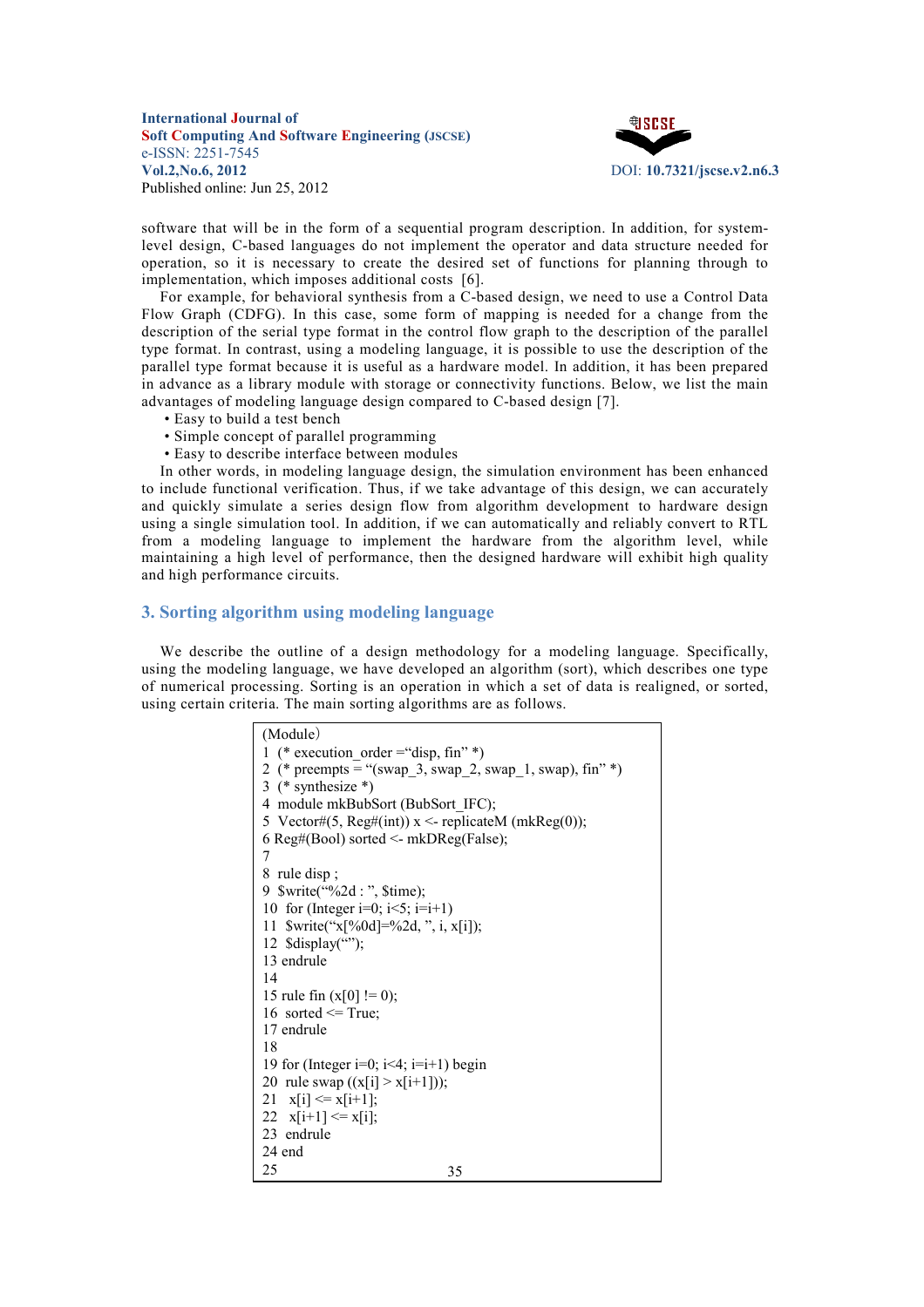software that will be in the form of a sequential program description. In addition, for system-level design, C-based languages do not implement the operator and data structure needed for operation, so it is necessary to create the desired set of functions for planning through to implementation, which imposes additional costs [6].

For example, for behavioral synthesis from a C-based design, we need to use a Control Data Flow Graph (CDFG). In this case, some form of mapping is needed for a change from the description of the serial type format in the control flow graph to the description of the parallel type format. In contrast, using a modeling language, it is possible to use the description of the parallel type format because it is useful as a hardware model. In addition, it has been prepared in advance as a library module with storage or connectivity functions. Below, we list the main advantages of modeling language design compared to C-based design [7].

- Easy to build a test bench
- Simple concept of parallel programming
- Easy to describe interface between modules

In other words, in modeling language design, the simulation environment has been enhanced to include functional verification. Thus, if we take advantage of this design, we can accurately and quickly simulate a series design flow from algorithm development to hardware design using a single simulation tool. In addition, if we can automatically and reliably convert to RTL from a modeling language to implement the hardware from the algorithm level, while maintaining a high level of performance, then the designed hardware will exhibit high quality and high performance circuits.

## 3. Sorting algorithm using modeling language

We describe the outline of a design methodology for a modeling language. Specifically, using the modeling language, we have developed an algorithm (sort), which describes one type of numerical processing. Sorting is an operation in which a set of data is realigned, or sorted, using certain criteria. The main sorting algorithms are as follows.

```
(Module)
1  (* execution_order ="disp, fin" *)
2  (* preempts = "(swap_3, swap_2, swap_1, swap), fin" *)
3  (* synthesize *)
4  module mkBubSort (BubSort_IFC);
5  Vector#(5, Reg#(int)) x <- replicateM (mkReg(0));
6 Reg#(Bool) sorted <- mkDReg(False);
7
8  rule disp ;
9  $write("%2d : ", $time);
10  for (Integer i=0; i<5; i=i+1)
11  $write("x[%0d]=%2d, ", i, x[i]);
12  $display("");
13 endrule
14
15 rule fin (x[0] != 0);
16  sorted <= True;
17 endrule
18
19 for (Integer i=0; i<4; i=i+1) begin
20  rule swap ((x[i] > x[i+1]));
21   x[i] <= x[i+1];
22   x[i+1] <= x[i];
23  endrule
24 end
25
```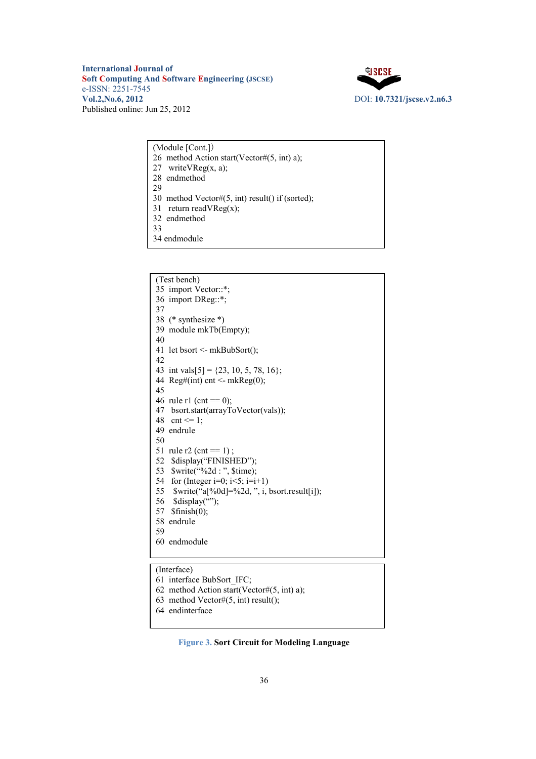```
(Module [Cont.])
26  method Action start(Vector#(5, int) a);
27   writeVReg(x, a);
28  endmethod
29
30  method Vector#(5, int) result() if (sorted);
31   return readVReg(x);
32  endmethod
33
34 endmodule
```

```
(Test bench)
35  import Vector::*;
36  import DReg::*;
37
38  (* synthesize *)
39  module mkTb(Empty);
40
41  let bsort <- mkBubSort();
42
43  int vals[5] = {23, 10, 5, 78, 16};
44  Reg#(int) cnt <- mkReg(0);
45
46  rule r1 (cnt == 0);
47   bsort.start(arrayToVector(vals));
48   cnt <= 1;
49  endrule
50
51  rule r2 (cnt == 1) ;
52   $display("FINISHED");
53   $write("%2d : ", $time);
54   for (Integer i=0; i<5; i=i+1)
55    $write("a[%0d]=%2d, ", i, bsort.result[i]);
56    $display("");
57   $finish(0);
58  endrule
59
60  endmodule
```

```
(Interface)
61  interface BubSort_IFC;
62  method Action start(Vector#(5, int) a);
63  method Vector#(5, int) result();
64  endinterface
```

**Figure 3. Sort Circuit for Modeling Language**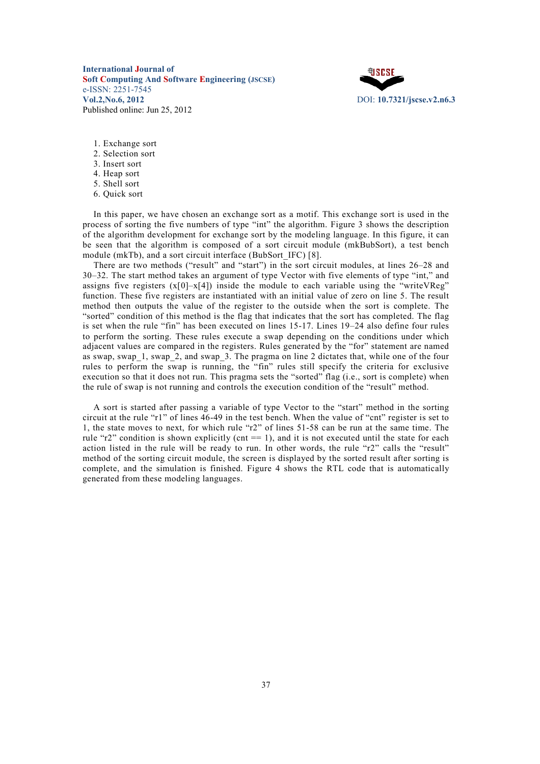1. Exchange sort
2. Selection sort
3. Insert sort
4. Heap sort
5. Shell sort
6. Quick sort

In this paper, we have chosen an exchange sort as a motif. This exchange sort is used in the process of sorting the five numbers of type "int" the algorithm. Figure 3 shows the description of the algorithm development for exchange sort by the modeling language. In this figure, it can be seen that the algorithm is composed of a sort circuit module (mkBubSort), a test bench module (mkTb), and a sort circuit interface (BubSort_IFC) [8].

There are two methods ("result" and "start") in the sort circuit modules, at lines 26–28 and 30–32. The start method takes an argument of type Vector with five elements of type "int," and assigns five registers (x[0]–x[4]) inside the module to each variable using the "writeVReg" function. These five registers are instantiated with an initial value of zero on line 5. The result method then outputs the value of the register to the outside when the sort is complete. The "sorted" condition of this method is the flag that indicates that the sort has completed. The flag is set when the rule "fin" has been executed on lines 15-17. Lines 19–24 also define four rules to perform the sorting. These rules execute a swap depending on the conditions under which adjacent values are compared in the registers. Rules generated by the "for" statement are named as swap, swap_1, swap_2, and swap_3. The pragma on line 2 dictates that, while one of the four rules to perform the swap is running, the "fin" rules still specify the criteria for exclusive execution so that it does not run. This pragma sets the "sorted" flag (i.e., sort is complete) when the rule of swap is not running and controls the execution condition of the "result" method.

A sort is started after passing a variable of type Vector to the "start" method in the sorting circuit at the rule "r1" of lines 46-49 in the test bench. When the value of "cnt" register is set to 1, the state moves to next, for which rule "r2" of lines 51-58 can be run at the same time. The rule "r2" condition is shown explicitly (cnt == 1), and it is not executed until the state for each action listed in the rule will be ready to run. In other words, the rule "r2" calls the "result" method of the sorting circuit module, the screen is displayed by the sorted result after sorting is complete, and the simulation is finished. Figure 4 shows the RTL code that is automatically generated from these modeling languages.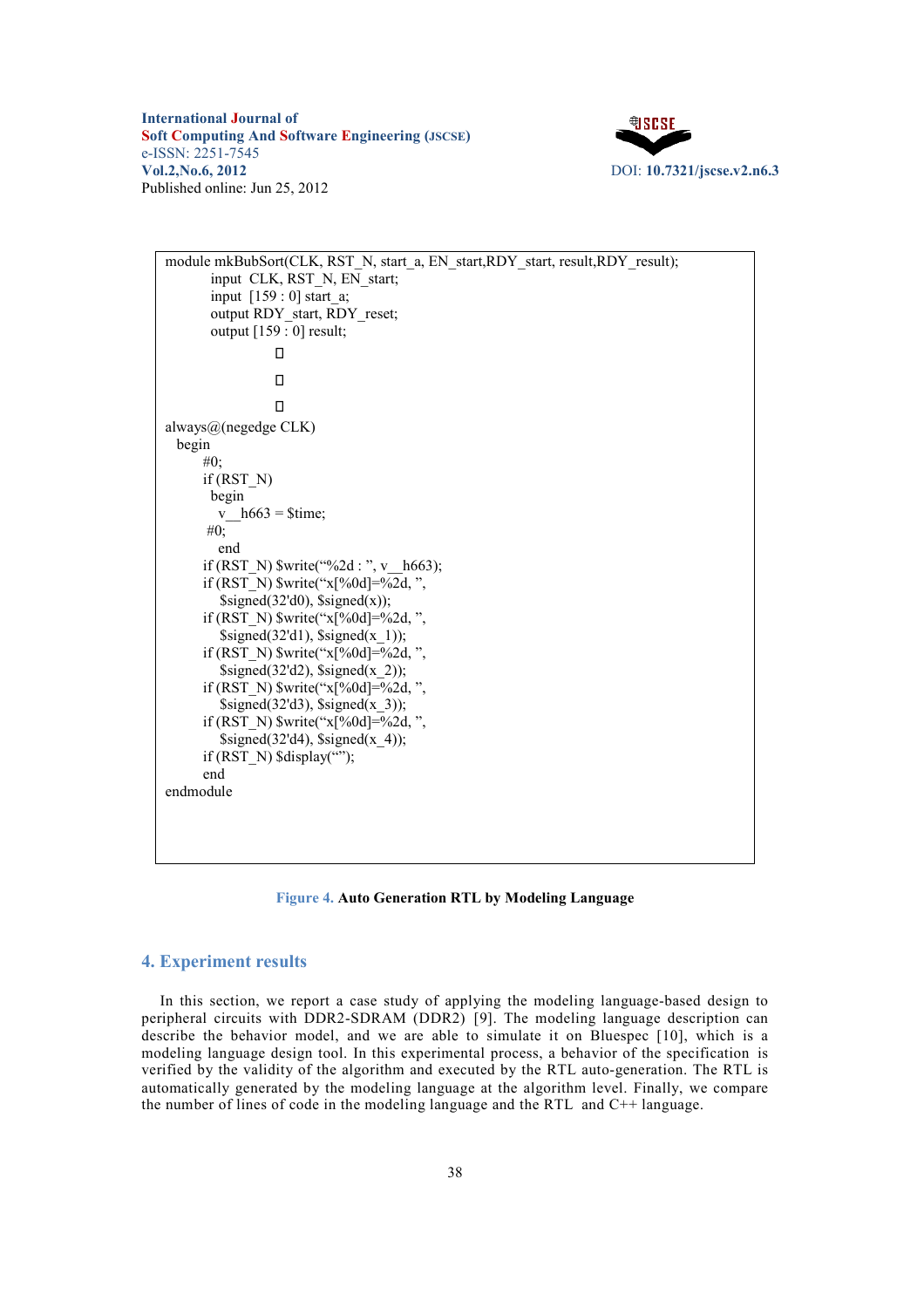```
module mkBubSort(CLK, RST_N, start_a, EN_start,RDY_start, result,RDY_result);
        input  CLK, RST_N, EN_start;
        input  [159 : 0] start_a;
        output RDY_start, RDY_reset;
        output [159 : 0] result;
                    
                    
                    
always@(negedge CLK)
  begin
       #0;
       if (RST_N)
         begin
           v__h663 = $time;
        #0;
           end
       if (RST_N) $write("%2d : ", v__h663);
       if (RST_N) $write("x[%0d]=%2d, ",
           $signed(32'd0), $signed(x));
       if (RST_N) $write("x[%0d]=%2d, ",
           $signed(32'd1), $signed(x_1));
       if (RST_N) $write("x[%0d]=%2d, ",
           $signed(32'd2), $signed(x_2));
       if (RST_N) $write("x[%0d]=%2d, ",
           $signed(32'd3), $signed(x_3));
       if (RST_N) $write("x[%0d]=%2d, ",
           $signed(32'd4), $signed(x_4));
       if (RST_N) $display("");
       end
endmodule
```

**Figure 4. Auto Generation RTL by Modeling Language**

## 4. Experiment results

In this section, we report a case study of applying the modeling language-based design to peripheral circuits with DDR2-SDRAM (DDR2) [9]. The modeling language description can describe the behavior model, and we are able to simulate it on Bluespec [10], which is a modeling language design tool. In this experimental process, a behavior of the specification is verified by the validity of the algorithm and executed by the RTL auto-generation. The RTL is automatically generated by the modeling language at the algorithm level. Finally, we compare the number of lines of code in the modeling language and the RTL and C++ language.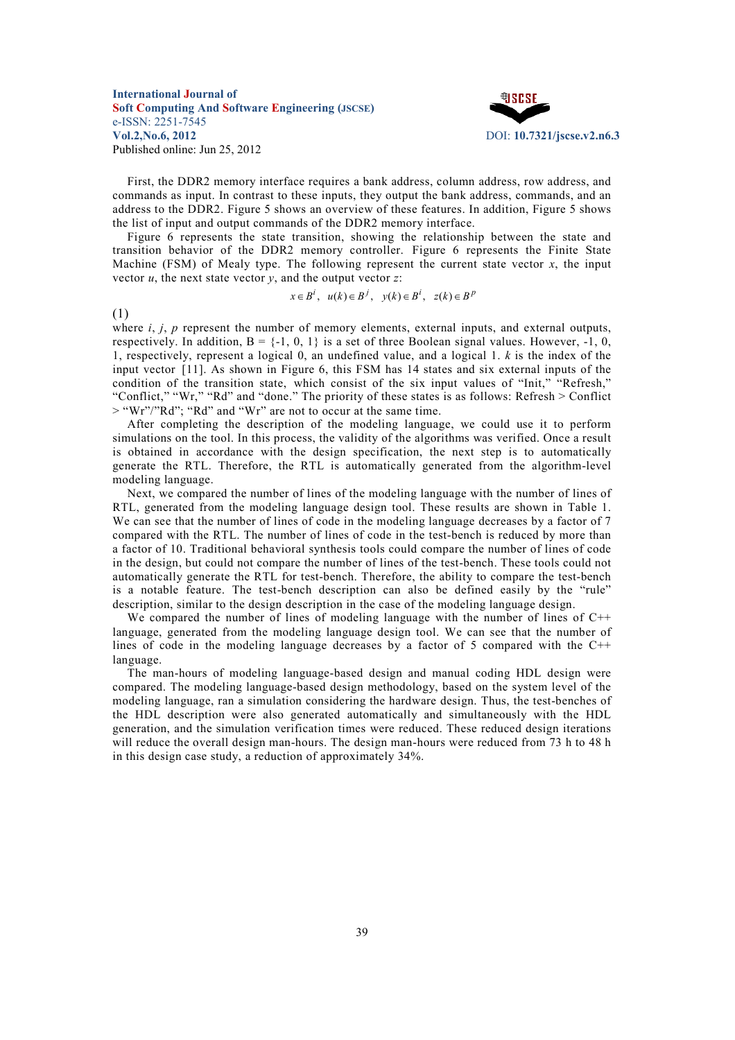First, the DDR2 memory interface requires a bank address, column address, row address, and commands as input. In contrast to these inputs, they output the bank address, commands, and an address to the DDR2. Figure 5 shows an overview of these features. In addition, Figure 5 shows the list of input and output commands of the DDR2 memory interface.

Figure 6 represents the state transition, showing the relationship between the state and transition behavior of the DDR2 memory controller. Figure 6 represents the Finite State Machine (FSM) of Mealy type. The following represent the current state vector *x*, the input vector *u*, the next state vector *y*, and the output vector *z*:

$$x \in B^i, \quad u(k) \in B^j, \quad y(k) \in B^i, \quad z(k) \in B^p$$

(1)

where *i*, *j*, *p* represent the number of memory elements, external inputs, and external outputs, respectively. In addition, B = {-1, 0, 1} is a set of three Boolean signal values. However, -1, 0, 1, respectively, represent a logical 0, an undefined value, and a logical 1. *k* is the index of the input vector [11]. As shown in Figure 6, this FSM has 14 states and six external inputs of the condition of the transition state, which consist of the six input values of "Init," "Refresh," "Conflict," "Wr," "Rd" and "done." The priority of these states is as follows: Refresh > Conflict > "Wr"/"Rd"; "Rd" and "Wr" are not to occur at the same time.

After completing the description of the modeling language, we could use it to perform simulations on the tool. In this process, the validity of the algorithms was verified. Once a result is obtained in accordance with the design specification, the next step is to automatically generate the RTL. Therefore, the RTL is automatically generated from the algorithm-level modeling language.

Next, we compared the number of lines of the modeling language with the number of lines of RTL, generated from the modeling language design tool. These results are shown in Table 1. We can see that the number of lines of code in the modeling language decreases by a factor of 7 compared with the RTL. The number of lines of code in the test-bench is reduced by more than a factor of 10. Traditional behavioral synthesis tools could compare the number of lines of code in the design, but could not compare the number of lines of the test-bench. These tools could not automatically generate the RTL for test-bench. Therefore, the ability to compare the test-bench is a notable feature. The test-bench description can also be defined easily by the "rule" description, similar to the design description in the case of the modeling language design.

We compared the number of lines of modeling language with the number of lines of C++ language, generated from the modeling language design tool. We can see that the number of lines of code in the modeling language decreases by a factor of 5 compared with the C++ language.

The man-hours of modeling language-based design and manual coding HDL design were compared. The modeling language-based design methodology, based on the system level of the modeling language, ran a simulation considering the hardware design. Thus, the test-benches of the HDL description were also generated automatically and simultaneously with the HDL generation, and the simulation verification times were reduced. These reduced design iterations will reduce the overall design man-hours. The design man-hours were reduced from 73 h to 48 h in this design case study, a reduction of approximately 34%.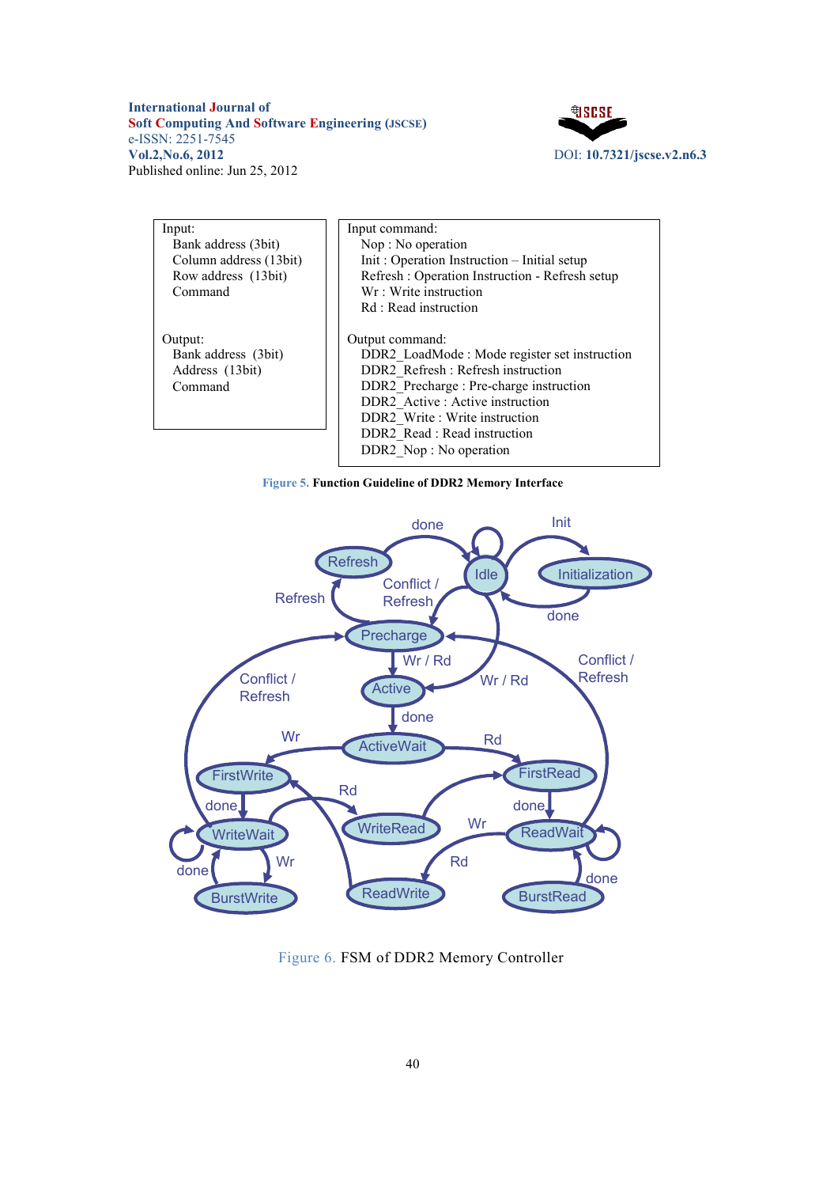| Input: | Input command: |
|---|---|
| Bank address (3bit) | Nop : No operation |
| Column address (13bit) | Init : Operation Instruction – Initial setup |
| Row address (13bit) | Refresh : Operation Instruction - Refresh setup |
| Command | Wr : Write instruction |
| | Rd : Read instruction |
| Output: | Output command: |
| Bank address (3bit) | DDR2_LoadMode : Mode register set instruction |
| Address (13bit) | DDR2_Refresh : Refresh instruction |
| Command | DDR2_Precharge : Pre-charge instruction |
| | DDR2_Active : Active instruction |
| | DDR2_Write : Write instruction |
| | DDR2_Read : Read instruction |
| | DDR2_Nop : No operation |

**Figure 5. Function Guideline of DDR2 Memory Interface**

Figure 6. FSM of DDR2 Memory Controller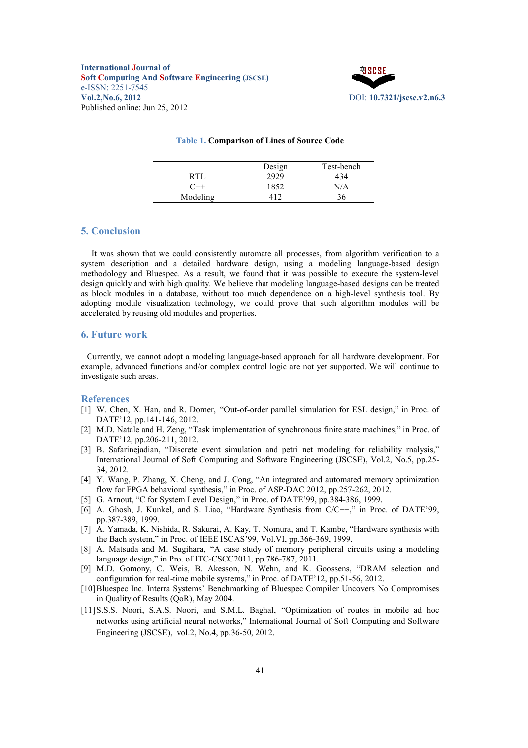Table 1. **Comparison of Lines of Source Code**

| | Design | Test-bench |
|---|---|---|
| RTL | 2929 | 434 |
| C++ | 1852 | N/A |
| Modeling | 412 | 36 |

## 5. Conclusion

It was shown that we could consistently automate all processes, from algorithm verification to a system description and a detailed hardware design, using a modeling language-based design methodology and Bluespec. As a result, we found that it was possible to execute the system-level design quickly and with high quality. We believe that modeling language-based designs can be treated as block modules in a database, without too much dependence on a high-level synthesis tool. By adopting module visualization technology, we could prove that such algorithm modules will be accelerated by reusing old modules and properties.

## 6. Future work

Currently, we cannot adopt a modeling language-based approach for all hardware development. For example, advanced functions and/or complex control logic are not yet supported. We will continue to investigate such areas.

## References

[1] W. Chen, X. Han, and R. Domer, "Out-of-order parallel simulation for ESL design," in Proc. of DATE'12, pp.141-146, 2012.

[2] M.D. Natale and H. Zeng, "Task implementation of synchronous finite state machines," in Proc. of DATE'12, pp.206-211, 2012.

[3] B. Safarinejadian, "Discrete event simulation and petri net modeling for reliability rnalysis," International Journal of Soft Computing and Software Engineering (JSCSE), Vol.2, No.5, pp.25-34, 2012.

[4] Y. Wang, P. Zhang, X. Cheng, and J. Cong, "An integrated and automated memory optimization flow for FPGA behavioral synthesis," in Proc. of ASP-DAC 2012, pp.257-262, 2012.

[5] G. Arnout, "C for System Level Design," in Proc. of DATE'99, pp.384-386, 1999.

[6] A. Ghosh, J. Kunkel, and S. Liao, "Hardware Synthesis from C/C++," in Proc. of DATE'99, pp.387-389, 1999.

[7] A. Yamada, K. Nishida, R. Sakurai, A. Kay, T. Nomura, and T. Kambe, "Hardware synthesis with the Bach system," in Proc. of IEEE ISCAS'99, Vol.VI, pp.366-369, 1999.

[8] A. Matsuda and M. Sugihara, "A case study of memory peripheral circuits using a modeling language design," in Pro. of ITC-CSCC2011, pp.786-787, 2011.

[9] M.D. Gomony, C. Weis, B. Akesson, N. Wehn, and K. Goossens, "DRAM selection and configuration for real-time mobile systems," in Proc. of DATE'12, pp.51-56, 2012.

[10] Bluespec Inc. Interra Systems' Benchmarking of Bluespec Compiler Uncovers No Compromises in Quality of Results (QoR), May 2004.

[11] S.S.S. Noori, S.A.S. Noori, and S.M.L. Baghal, "Optimization of routes in mobile ad hoc networks using artificial neural networks," International Journal of Soft Computing and Software Engineering (JSCSE), vol.2, No.4, pp.36-50, 2012.